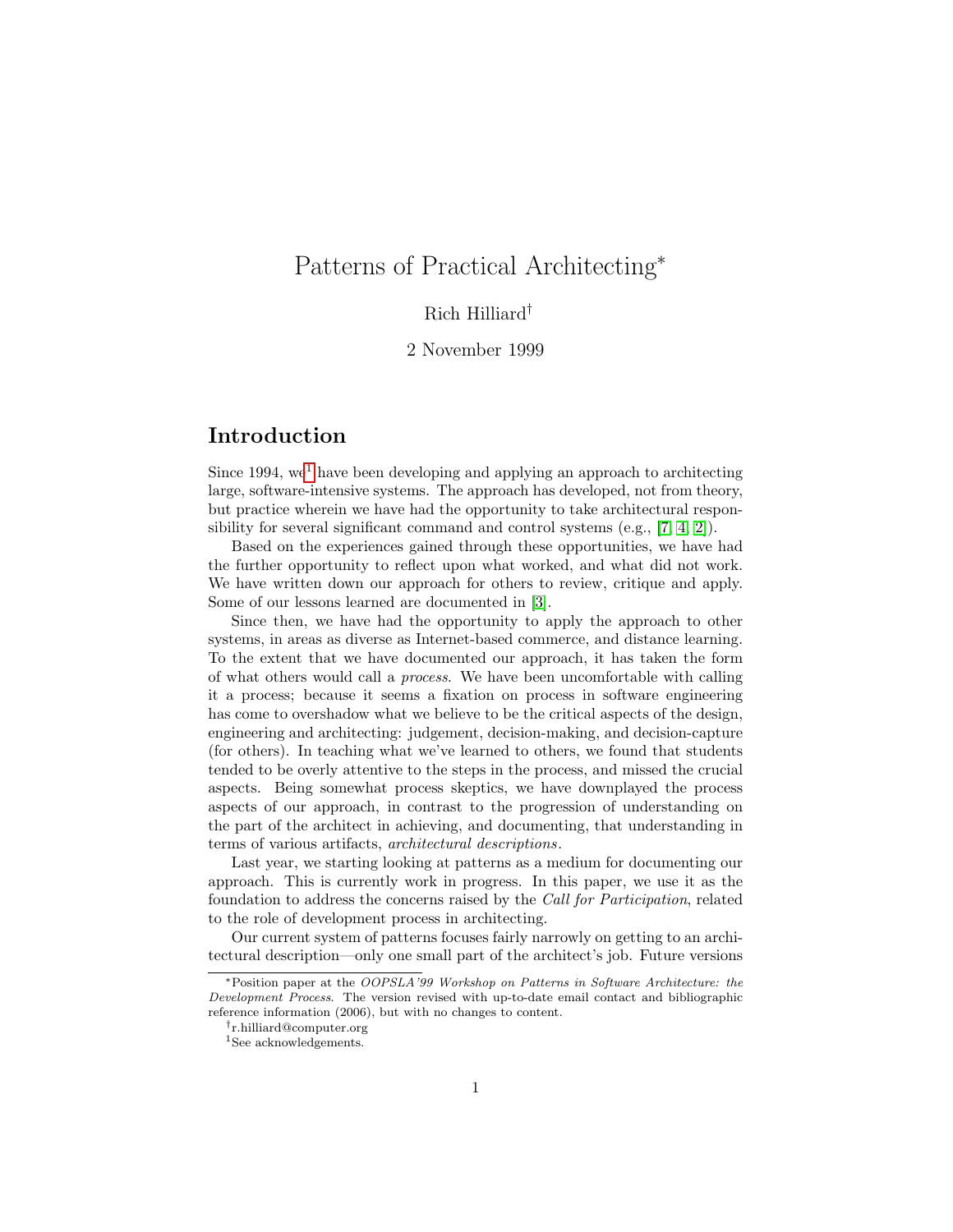# Patterns of Practical Architecting*

Rich Hilliard†

2 November 1999

## Introduction

Since 1994, we[1] have been developing and applying an approach to architecting large, software-intensive systems. The approach has developed, not from theory, but practice wherein we have had the opportunity to take architectural responsibility for several significant command and control systems (e.g., [7, 4, 2]).

Based on the experiences gained through these opportunities, we have had the further opportunity to reflect upon what worked, and what did not work. We have written down our approach for others to review, critique and apply. Some of our lessons learned are documented in [3].

Since then, we have had the opportunity to apply the approach to other systems, in areas as diverse as Internet-based commerce, and distance learning. To the extent that we have documented our approach, it has taken the form of what others would call a *process*. We have been uncomfortable with calling it a process; because it seems a fixation on process in software engineering has come to overshadow what we believe to be the critical aspects of the design, engineering and architecting: judgement, decision-making, and decision-capture (for others). In teaching what we've learned to others, we found that students tended to be overly attentive to the steps in the process, and missed the crucial aspects. Being somewhat process skeptics, we have downplayed the process aspects of our approach, in contrast to the progression of understanding on the part of the architect in achieving, and documenting, that understanding in terms of various artifacts, *architectural descriptions*.

Last year, we starting looking at patterns as a medium for documenting our approach. This is currently work in progress. In this paper, we use it as the foundation to address the concerns raised by the *Call for Participation*, related to the role of development process in architecting.

Our current system of patterns focuses fairly narrowly on getting to an architectural description—only one small part of the architect's job. Future versions

---

*Position paper at the *OOPSLA'99 Workshop on Patterns in Software Architecture: the Development Process*. The version revised with up-to-date email contact and bibliographic reference information (2006), but with no changes to content.

†r.hilliard@computer.org

[1] See acknowledgements.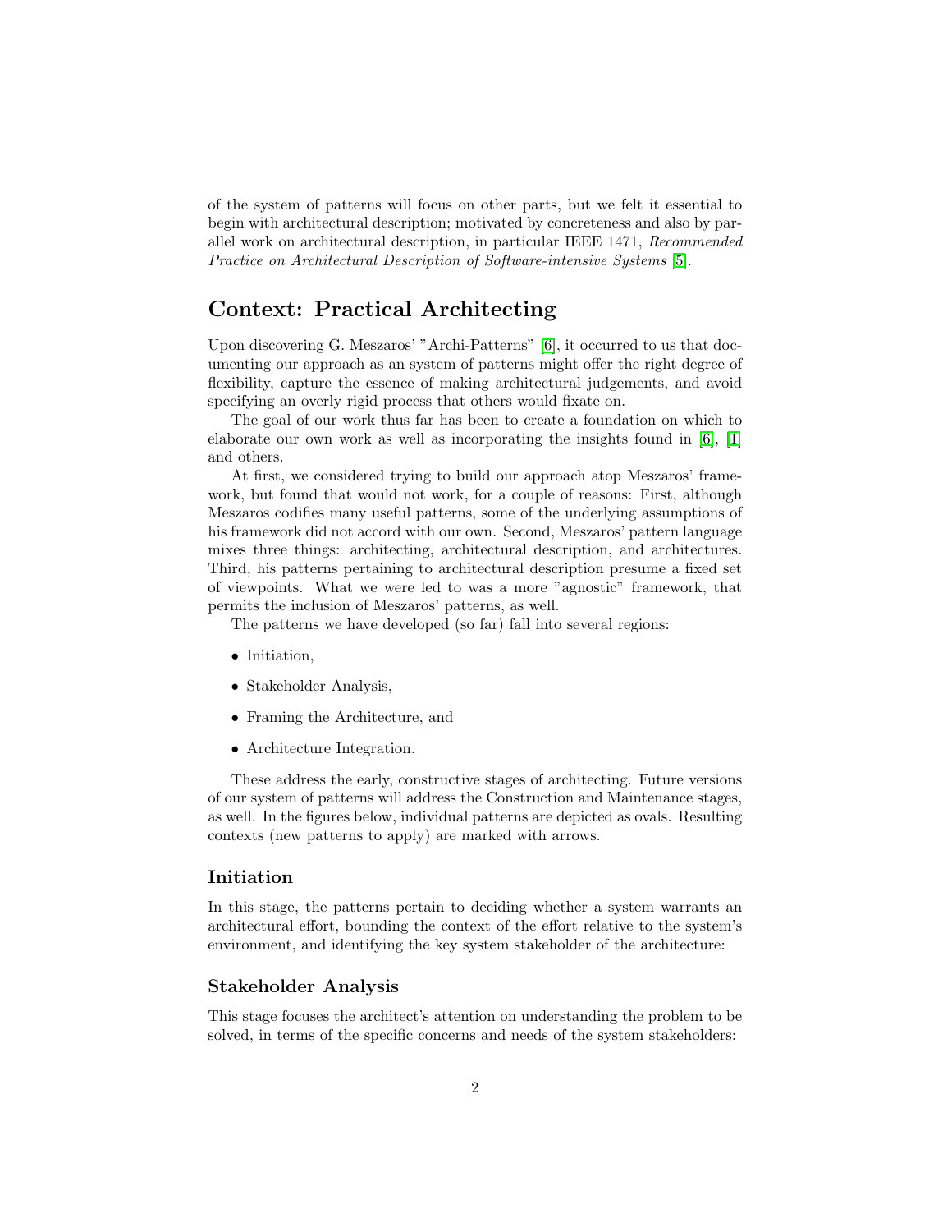of the system of patterns will focus on other parts, but we felt it essential to begin with architectural description; motivated by concreteness and also by parallel work on architectural description, in particular IEEE 1471, *Recommended Practice on Architectural Description of Software-intensive Systems* [5].

## Context: Practical Architecting

Upon discovering G. Meszaros' "Archi-Patterns" [6], it occurred to us that documenting our approach as an system of patterns might offer the right degree of flexibility, capture the essence of making architectural judgements, and avoid specifying an overly rigid process that others would fixate on.

The goal of our work thus far has been to create a foundation on which to elaborate our own work as well as incorporating the insights found in [6], [1] and others.

At first, we considered trying to build our approach atop Meszaros' framework, but found that would not work, for a couple of reasons: First, although Meszaros codifies many useful patterns, some of the underlying assumptions of his framework did not accord with our own. Second, Meszaros' pattern language mixes three things: architecting, architectural description, and architectures. Third, his patterns pertaining to architectural description presume a fixed set of viewpoints. What we were led to was a more "agnostic" framework, that permits the inclusion of Meszaros' patterns, as well.

The patterns we have developed (so far) fall into several regions:

- Initiation,
- Stakeholder Analysis,
- Framing the Architecture, and
- Architecture Integration.

These address the early, constructive stages of architecting. Future versions of our system of patterns will address the Construction and Maintenance stages, as well. In the figures below, individual patterns are depicted as ovals. Resulting contexts (new patterns to apply) are marked with arrows.

### Initiation

In this stage, the patterns pertain to deciding whether a system warrants an architectural effort, bounding the context of the effort relative to the system's environment, and identifying the key system stakeholder of the architecture:

### Stakeholder Analysis

This stage focuses the architect's attention on understanding the problem to be solved, in terms of the specific concerns and needs of the system stakeholders: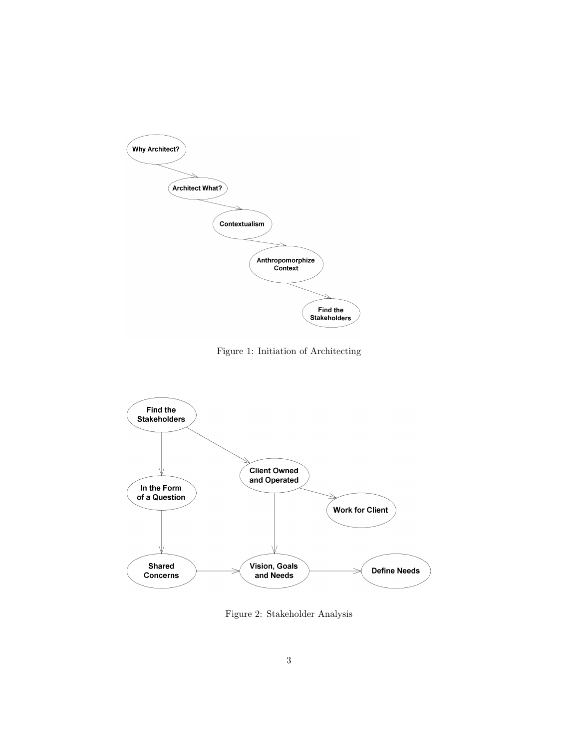Figure 1: Initiation of Architecting

Figure 2: Stakeholder Analysis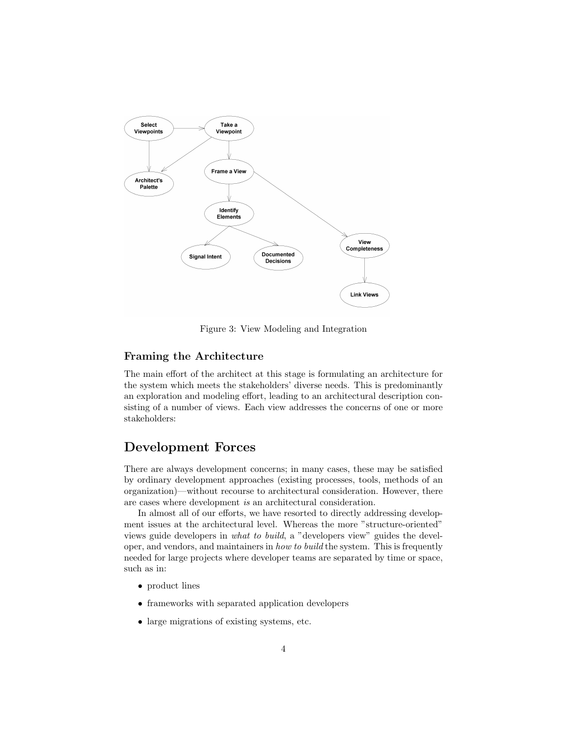Figure 3: View Modeling and Integration

### Framing the Architecture

The main effort of the architect at this stage is formulating an architecture for the system which meets the stakeholders' diverse needs. This is predominantly an exploration and modeling effort, leading to an architectural description consisting of a number of views. Each view addresses the concerns of one or more stakeholders:

## Development Forces

There are always development concerns; in many cases, these may be satisfied by ordinary development approaches (existing processes, tools, methods of an organization)—without recourse to architectural consideration. However, there are cases where development *is* an architectural consideration.

In almost all of our efforts, we have resorted to directly addressing development issues at the architectural level. Whereas the more "structure-oriented" views guide developers in *what to build*, a "developers view" guides the developer, and vendors, and maintainers in *how to build* the system. This is frequently needed for large projects where developer teams are separated by time or space, such as in:

- product lines
- frameworks with separated application developers
- large migrations of existing systems, etc.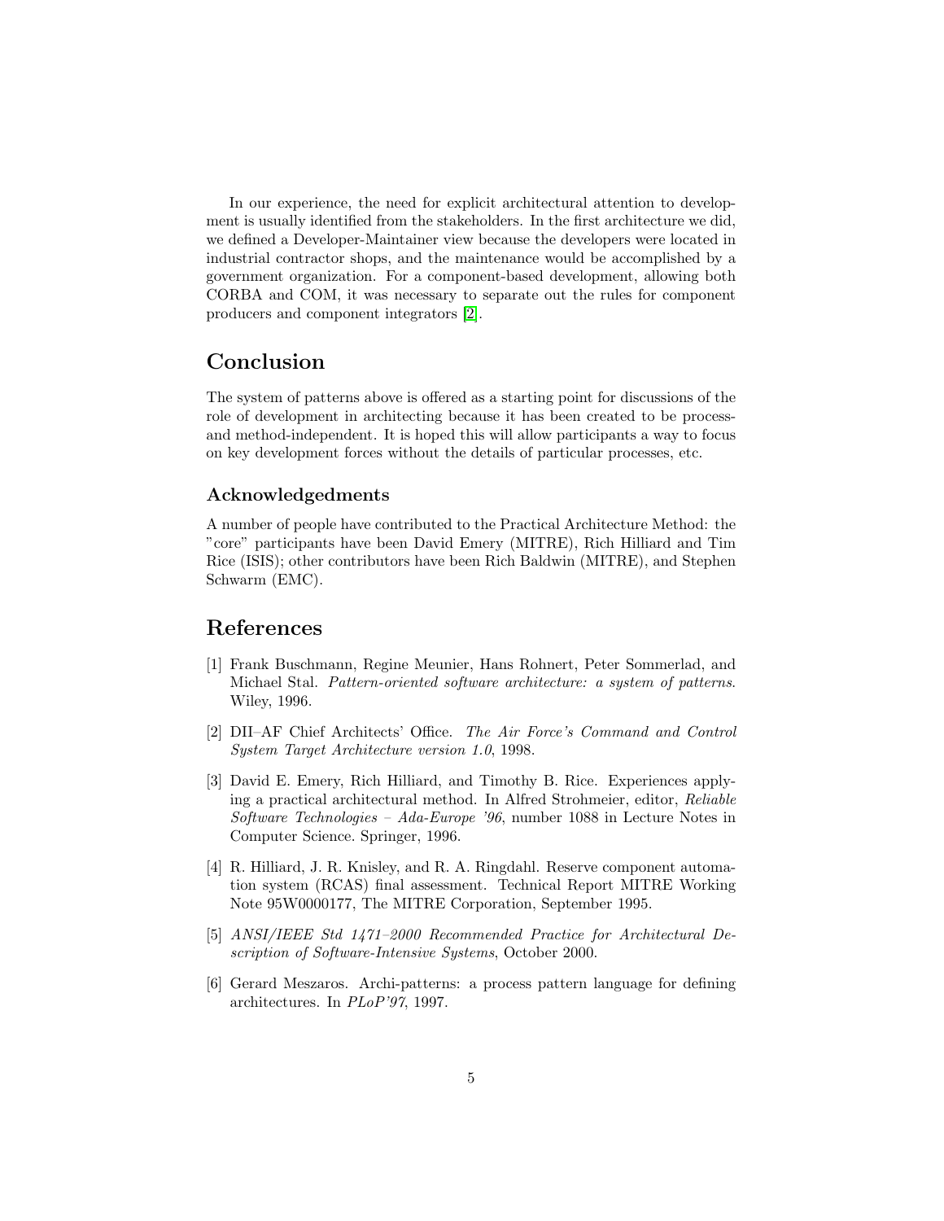In our experience, the need for explicit architectural attention to development is usually identified from the stakeholders. In the first architecture we did, we defined a Developer-Maintainer view because the developers were located in industrial contractor shops, and the maintenance would be accomplished by a government organization. For a component-based development, allowing both CORBA and COM, it was necessary to separate out the rules for component producers and component integrators [2].

## Conclusion

The system of patterns above is offered as a starting point for discussions of the role of development in architecting because it has been created to be process- and method-independent. It is hoped this will allow participants a way to focus on key development forces without the details of particular processes, etc.

### Acknowledgements

A number of people have contributed to the Practical Architecture Method: the "core" participants have been David Emery (MITRE), Rich Hilliard and Tim Rice (ISIS); other contributors have been Rich Baldwin (MITRE), and Stephen Schwarm (EMC).

## References

[1] Frank Buschmann, Regine Meunier, Hans Rohnert, Peter Sommerlad, and Michael Stal. *Pattern-oriented software architecture: a system of patterns*. Wiley, 1996.

[2] DII–AF Chief Architects' Office. *The Air Force's Command and Control System Target Architecture version 1.0*, 1998.

[3] David E. Emery, Rich Hilliard, and Timothy B. Rice. Experiences applying a practical architectural method. In Alfred Strohmeier, editor, *Reliable Software Technologies – Ada-Europe '96*, number 1088 in Lecture Notes in Computer Science. Springer, 1996.

[4] R. Hilliard, J. R. Knisley, and R. A. Ringdahl. Reserve component automation system (RCAS) final assessment. Technical Report MITRE Working Note 95W0000177, The MITRE Corporation, September 1995.

[5] *ANSI/IEEE Std 1471–2000 Recommended Practice for Architectural Description of Software-Intensive Systems*, October 2000.

[6] Gerard Meszaros. Archi-patterns: a process pattern language for defining architectures. In *PLoP'97*, 1997.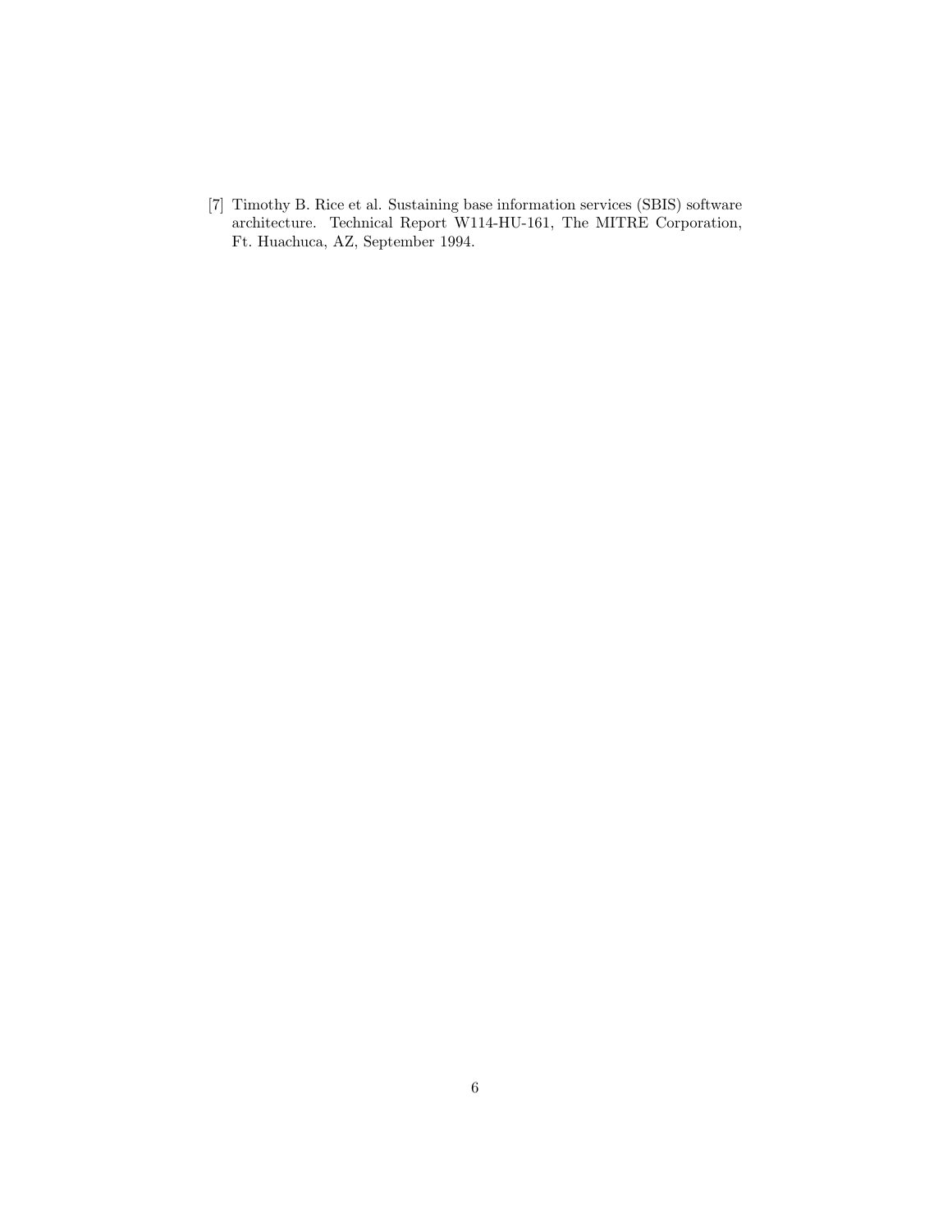[7] Timothy B. Rice et al. Sustaining base information services (SBIS) software architecture. Technical Report W114-HU-161, The MITRE Corporation, Ft. Huachuca, AZ, September 1994.